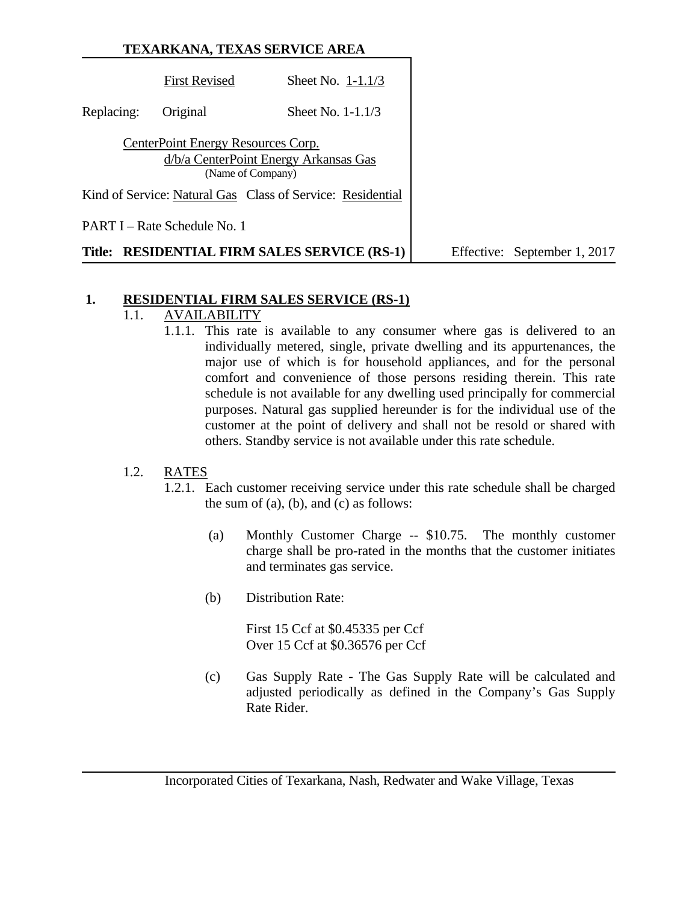**TEXARKANA, TEXAS SERVICE AREA**

| | First Revised | Sheet No. 1-1.1/3 |
|---|---|---|
| Replacing: | Original | Sheet No. 1-1.1/3 |

CenterPoint Energy Resources Corp.
d/b/a CenterPoint Energy Arkansas Gas
(Name of Company)

Kind of Service: Natural Gas Class of Service: Residential

PART I – Rate Schedule No. 1

**Title: RESIDENTIAL FIRM SALES SERVICE (RS-1)**

Effective: September 1, 2017

# 1. RESIDENTIAL FIRM SALES SERVICE (RS-1)

## 1.1. AVAILABILITY

1.1.1. This rate is available to any consumer where gas is delivered to an individually metered, single, private dwelling and its appurtenances, the major use of which is for household appliances, and for the personal comfort and convenience of those persons residing therein. This rate schedule is not available for any dwelling used principally for commercial purposes. Natural gas supplied hereunder is for the individual use of the customer at the point of delivery and shall not be resold or shared with others. Standby service is not available under this rate schedule.

## 1.2. RATES

1.2.1. Each customer receiving service under this rate schedule shall be charged the sum of (a), (b), and (c) as follows:

(a) Monthly Customer Charge -- $10.75. The monthly customer charge shall be pro-rated in the months that the customer initiates and terminates gas service.

(b) Distribution Rate:

First 15 Ccf at $0.45335 per Ccf
Over 15 Ccf at $0.36576 per Ccf

(c) Gas Supply Rate - The Gas Supply Rate will be calculated and adjusted periodically as defined in the Company's Gas Supply Rate Rider.

Incorporated Cities of Texarkana, Nash, Redwater and Wake Village, Texas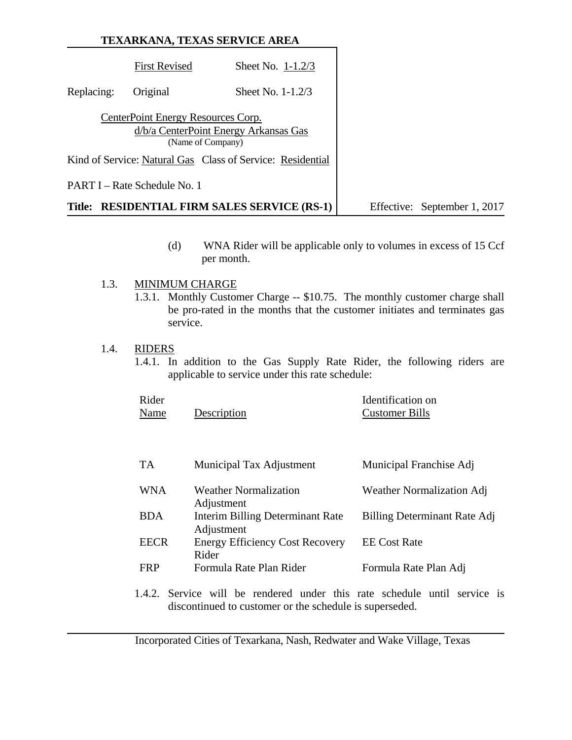(d) WNA Rider will be applicable only to volumes in excess of 15 Ccf per month.

1.3. MINIMUM CHARGE

1.3.1. Monthly Customer Charge -- $10.75. The monthly customer charge shall be pro-rated in the months that the customer initiates and terminates gas service.

1.4. RIDERS

1.4.1. In addition to the Gas Supply Rate Rider, the following riders are applicable to service under this rate schedule:

| Rider Name | Description | Identification on Customer Bills |
|---|---|---|
| TA | Municipal Tax Adjustment | Municipal Franchise Adj |
| WNA | Weather Normalization Adjustment | Weather Normalization Adj |
| BDA | Interim Billing Determinant Rate Adjustment | Billing Determinant Rate Adj |
| EECR | Energy Efficiency Cost Recovery Rider | EE Cost Rate |
| FRP | Formula Rate Plan Rider | Formula Rate Plan Adj |

1.4.2. Service will be rendered under this rate schedule until service is discontinued to customer or the schedule is superseded.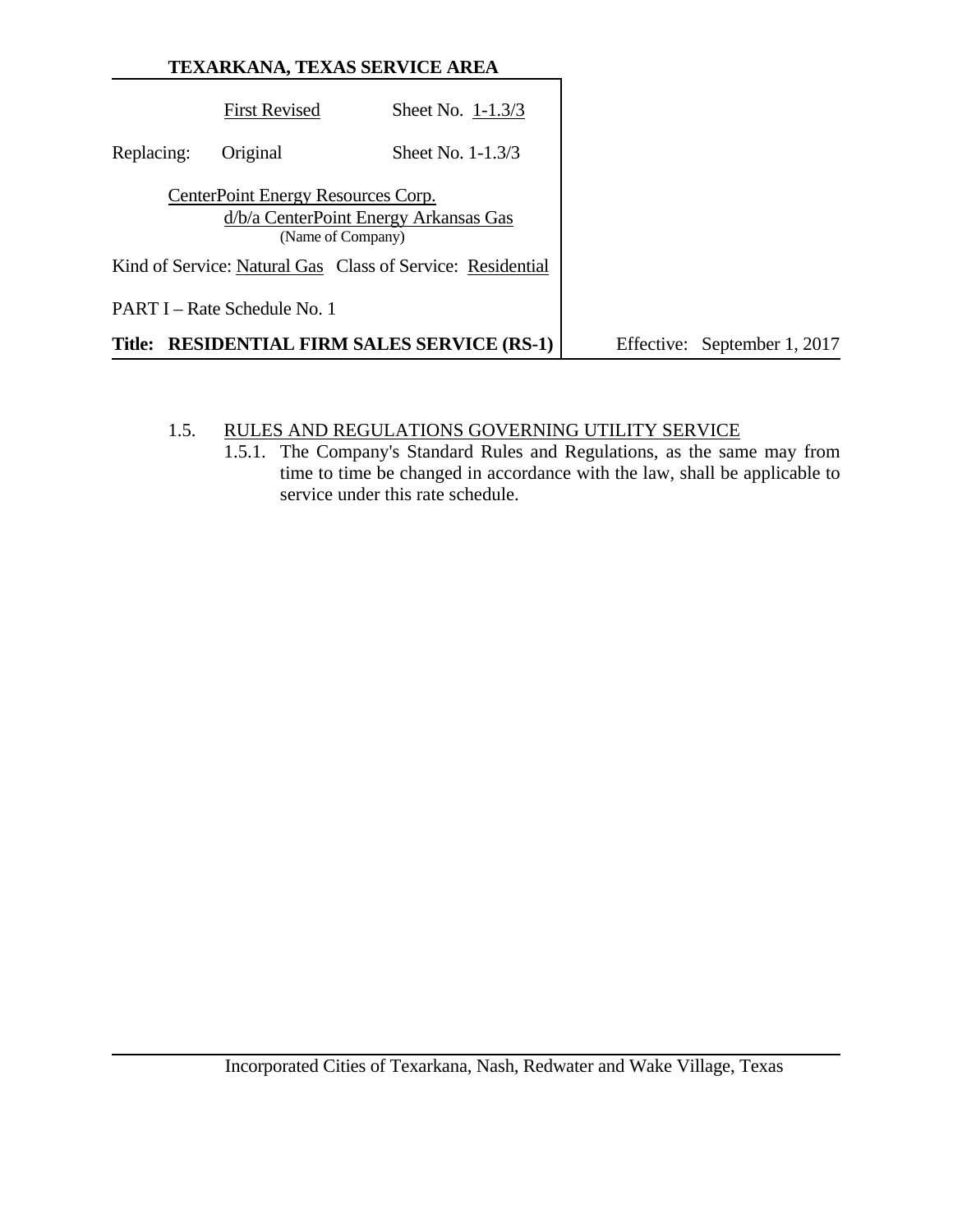**TEXARKANA, TEXAS SERVICE AREA**

| | | | |
|---|---|---|---|
| | First Revised | Sheet No. 1-1.3/3 | |
| Replacing: | Original | Sheet No. 1-1.3/3 | |

CenterPoint Energy Resources Corp.
d/b/a CenterPoint Energy Arkansas Gas
(Name of Company)

Kind of Service: Natural Gas Class of Service: Residential

PART I – Rate Schedule No. 1

**Title: RESIDENTIAL FIRM SALES SERVICE (RS-1)** Effective: September 1, 2017

1.5. RULES AND REGULATIONS GOVERNING UTILITY SERVICE

1.5.1. The Company's Standard Rules and Regulations, as the same may from time to time be changed in accordance with the law, shall be applicable to service under this rate schedule.

Incorporated Cities of Texarkana, Nash, Redwater and Wake Village, Texas